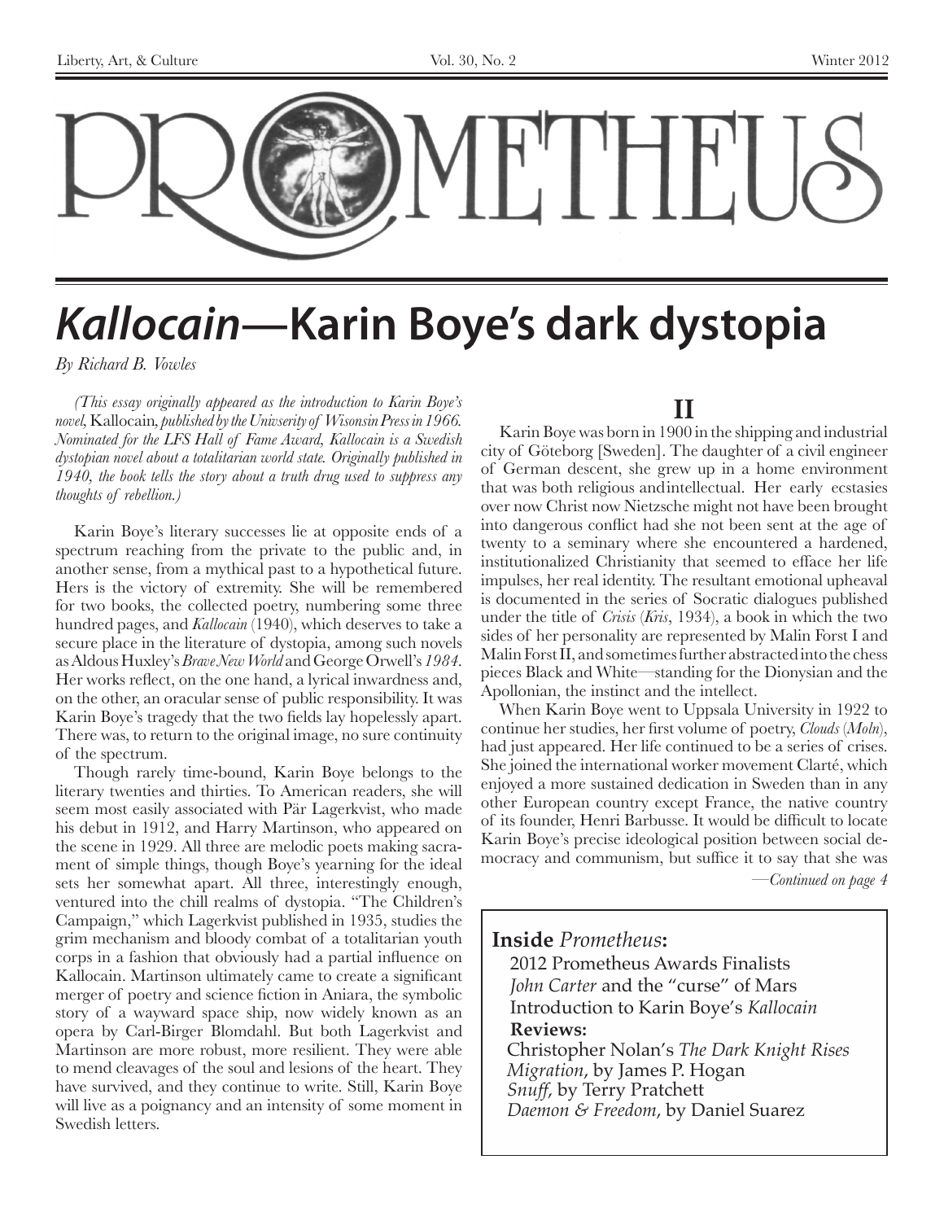# PROMETHEUS

# *Kallocain*—Karin Boye's dark dystopia

*By Richard B. Vowles*

*(This essay originally appeared as the introduction to Karin Boye's novel,* Kallocain*, published by the Univserity of Wisonsin Press in 1966. Nominated for the LFS Hall of Fame Award, Kallocain is a Swedish dystopian novel about a totalitarian world state. Originally published in 1940, the book tells the story about a truth drug used to suppress any thoughts of rebellion.)*

Karin Boye's literary successes lie at opposite ends of a spectrum reaching from the private to the public and, in another sense, from a mythical past to a hypothetical future. Hers is the victory of extremity. She will be remembered for two books, the collected poetry, numbering some three hundred pages, and *Kallocain* (1940), which deserves to take a secure place in the literature of dystopia, among such novels as Aldous Huxley's *Brave New World* and George Orwell's *1984*. Her works reflect, on the one hand, a lyrical inwardness and, on the other, an oracular sense of public responsibility. It was Karin Boye's tragedy that the two fields lay hopelessly apart. There was, to return to the original image, no sure continuity of the spectrum.

Though rarely time-bound, Karin Boye belongs to the literary twenties and thirties. To American readers, she will seem most easily associated with Pär Lagerkvist, who made his debut in 1912, and Harry Martinson, who appeared on the scene in 1929. All three are melodic poets making sacrament of simple things, though Boye's yearning for the ideal sets her somewhat apart. All three, interestingly enough, ventured into the chill realms of dystopia. "The Children's Campaign," which Lagerkvist published in 1935, studies the grim mechanism and bloody combat of a totalitarian youth corps in a fashion that obviously had a partial influence on Kallocain. Martinson ultimately came to create a significant merger of poetry and science fiction in Aniara, the symbolic story of a wayward space ship, now widely known as an opera by Carl-Birger Blomdahl. But both Lagerkvist and Martinson are more robust, more resilient. They were able to mend cleavages of the soul and lesions of the heart. They have survived, and they continue to write. Still, Karin Boye will live as a poignancy and an intensity of some moment in Swedish letters.

## II

Karin Boye was born in 1900 in the shipping and industrial city of Göteborg [Sweden]. The daughter of a civil engineer of German descent, she grew up in a home environment that was both religious and intellectual. Her early ecstasies over now Christ now Nietzsche might not have been brought into dangerous conflict had she not been sent at the age of twenty to a seminary where she encountered a hardened, institutionalized Christianity that seemed to efface her life impulses, her real identity. The resultant emotional upheaval is documented in the series of Socratic dialogues published under the title of *Crisis* (*Kris*, 1934), a book in which the two sides of her personality are represented by Malin Forst I and Malin Forst II, and sometimes further abstracted into the chess pieces Black and White—standing for the Dionysian and the Apollonian, the instinct and the intellect.

When Karin Boye went to Uppsala University in 1922 to continue her studies, her first volume of poetry, *Clouds* (*Moln*), had just appeared. Her life continued to be a series of crises. She joined the international worker movement Clarté, which enjoyed a more sustained dedication in Sweden than in any other European country except France, the native country of its founder, Henri Barbusse. It would be difficult to locate Karin Boye's precise ideological position between social democracy and communism, but suffice it to say that she was

*—Continued on page 4*

**Inside** *Prometheus***:**

2012 Prometheus Awards Finalists
*John Carter* and the "curse" of Mars
Introduction to Karin Boye's *Kallocain*
**Reviews:**
Christopher Nolan's *The Dark Knight Rises*
*Migration*, by James P. Hogan
*Snuff*, by Terry Pratchett
*Daemon & Freedom*, by Daniel Suarez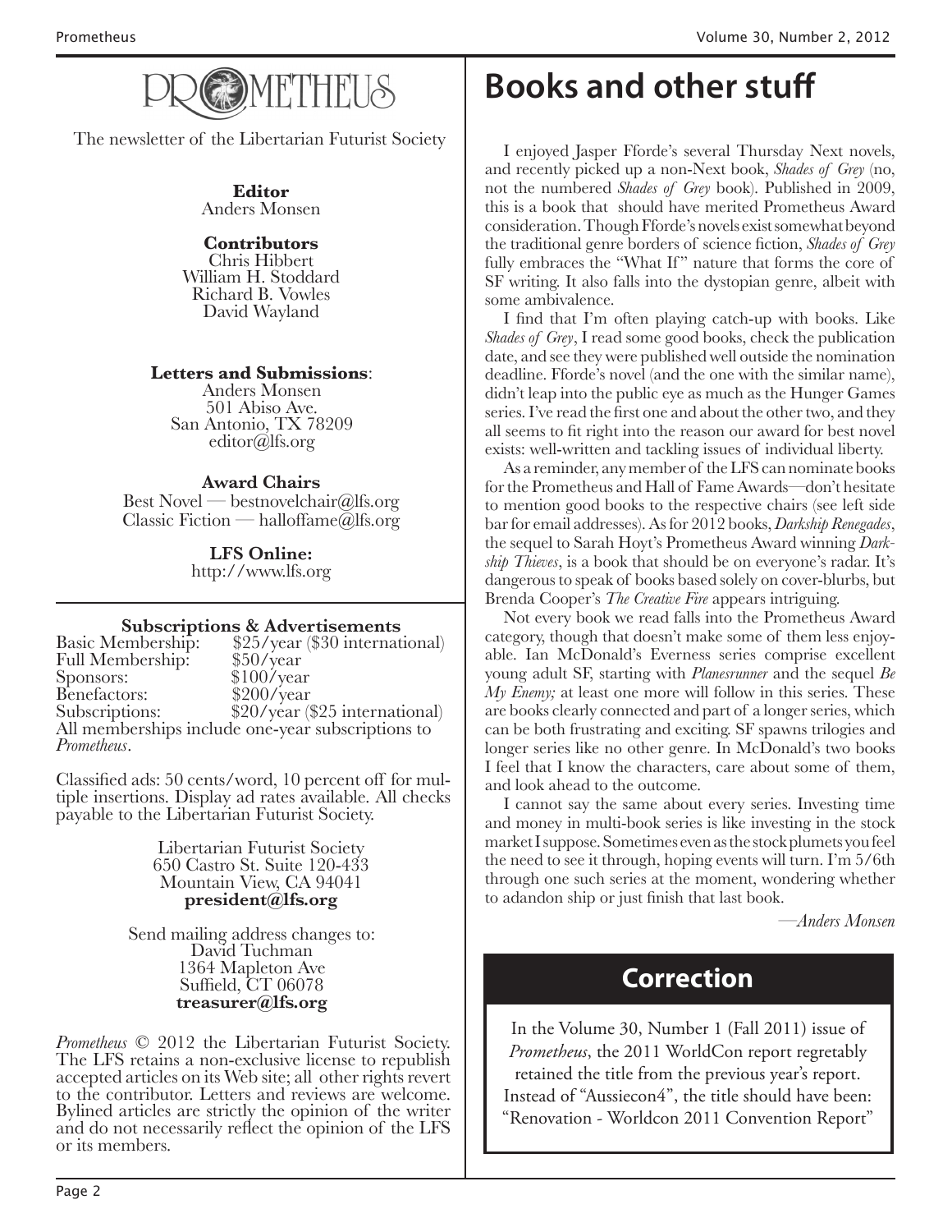# PROMETHEUS

The newsletter of the Libertarian Futurist Society

**Editor**
Anders Monsen

**Contributors**
Chris Hibbert
William H. Stoddard
Richard B. Vowles
David Wayland

**Letters and Submissions**:
Anders Monsen
501 Abiso Ave.
San Antonio, TX 78209
editor@lfs.org

**Award Chairs**
Best Novel — bestnovelchair@lfs.org
Classic Fiction — halloffame@lfs.org

**LFS Online:**
http://www.lfs.org

**Subscriptions & Advertisements**

| | |
|---|---|
| Basic Membership: | $25/year ($30 international) |
| Full Membership: | $50/year |
| Sponsors: | $100/year |
| Benefactors: | $200/year |
| Subscriptions: | $20/year ($25 international) |

All memberships include one-year subscriptions to *Prometheus*.

Classified ads: 50 cents/word, 10 percent off for multiple insertions. Display ad rates available. All checks payable to the Libertarian Futurist Society.

Libertarian Futurist Society
650 Castro St. Suite 120-433
Mountain View, CA 94041
**president@lfs.org**

Send mailing address changes to:
David Tuchman
1364 Mapleton Ave
Suffield, CT 06078
**treasurer@lfs.org**

*Prometheus* © 2012 the Libertarian Futurist Society. The LFS retains a non-exclusive license to republish accepted articles on its Web site; all other rights revert to the contributor. Letters and reviews are welcome. Bylined articles are strictly the opinion of the writer and do not necessarily reflect the opinion of the LFS or its members.

# Books and other stuff

I enjoyed Jasper Fforde's several Thursday Next novels, and recently picked up a non-Next book, *Shades of Grey* (no, not the numbered *Shades of Grey* book). Published in 2009, this is a book that should have merited Prometheus Award consideration. Though Fforde's novels exist somewhat beyond the traditional genre borders of science fiction, *Shades of Grey* fully embraces the "What If" nature that forms the core of SF writing. It also falls into the dystopian genre, albeit with some ambivalence.

I find that I'm often playing catch-up with books. Like *Shades of Grey*, I read some good books, check the publication date, and see they were published well outside the nomination deadline. Fforde's novel (and the one with the similar name), didn't leap into the public eye as much as the Hunger Games series. I've read the first one and about the other two, and they all seems to fit right into the reason our award for best novel exists: well-written and tackling issues of individual liberty.

As a reminder, any member of the LFS can nominate books for the Prometheus and Hall of Fame Awards—don't hesitate to mention good books to the respective chairs (see left side bar for email addresses). As for 2012 books, *Darkship Renegades*, the sequel to Sarah Hoyt's Prometheus Award winning *Darkship Thieves*, is a book that should be on everyone's radar. It's dangerous to speak of books based solely on cover-blurbs, but Brenda Cooper's *The Creative Fire* appears intriguing.

Not every book we read falls into the Prometheus Award category, though that doesn't make some of them less enjoyable. Ian McDonald's Everness series comprise excellent young adult SF, starting with *Planesrunner* and the sequel *Be My Enemy;* at least one more will follow in this series. These are books clearly connected and part of a longer series, which can be both frustrating and exciting. SF spawns trilogies and longer series like no other genre. In McDonald's two books I feel that I know the characters, care about some of them, and look ahead to the outcome.

I cannot say the same about every series. Investing time and money in multi-book series is like investing in the stock market I suppose. Sometimes even as the stock plumets you feel the need to see it through, hoping events will turn. I'm 5/6th through one such series at the moment, wondering whether to adandon ship or just finish that last book.

—*Anders Monsen*

## Correction

In the Volume 30, Number 1 (Fall 2011) issue of *Prometheus*, the 2011 WorldCon report regretably retained the title from the previous year's report. Instead of "Aussiecon4", the title should have been: "Renovation - Worldcon 2011 Convention Report"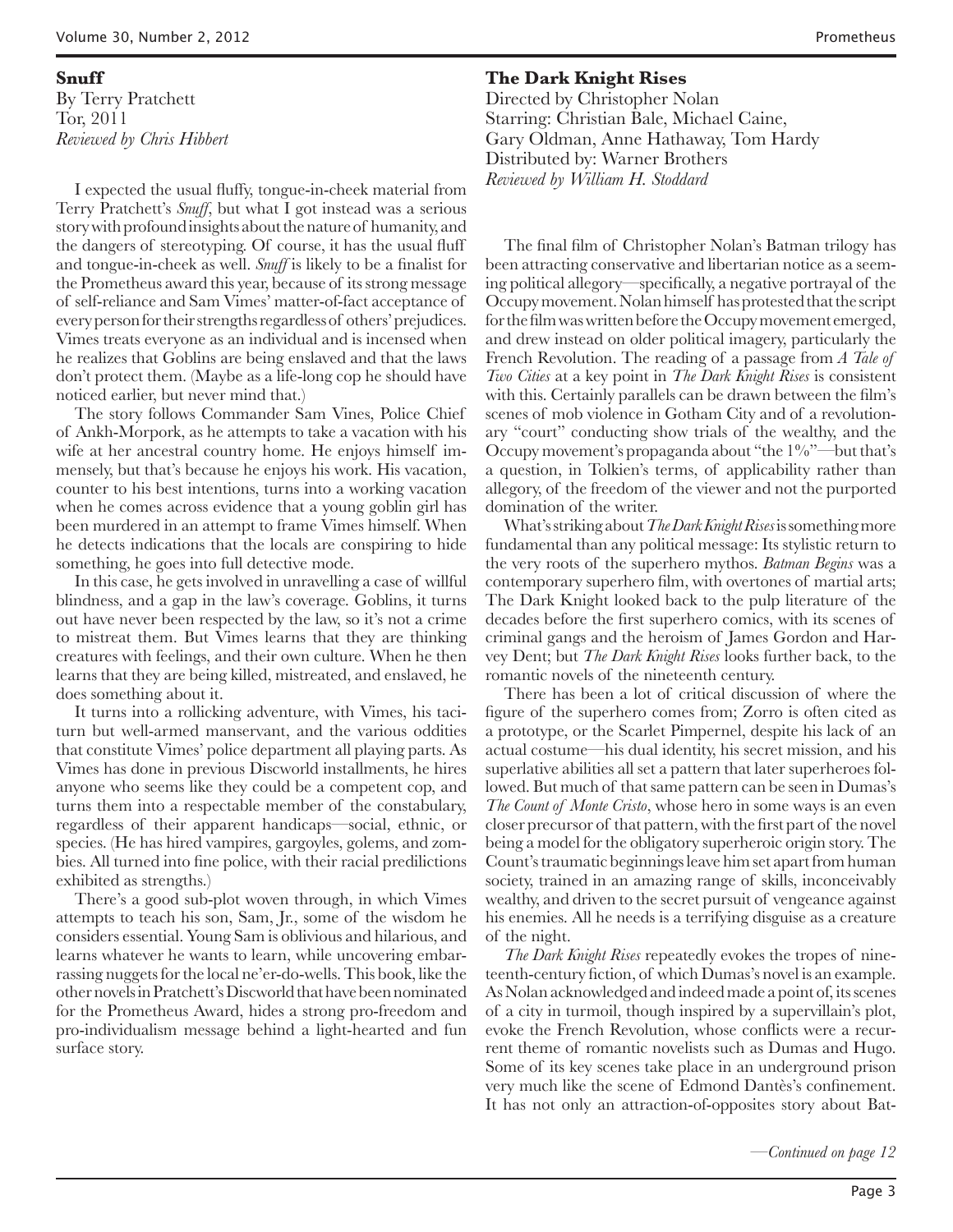## Snuff

By Terry Pratchett
Tor, 2011
*Reviewed by Chris Hibbert*

I expected the usual fluffy, tongue-in-cheek material from Terry Pratchett's *Snuff*, but what I got instead was a serious story with profound insights about the nature of humanity, and the dangers of stereotyping. Of course, it has the usual fluff and tongue-in-cheek as well. *Snuff* is likely to be a finalist for the Prometheus award this year, because of its strong message of self-reliance and Sam Vimes' matter-of-fact acceptance of every person for their strengths regardless of others' prejudices. Vimes treats everyone as an individual and is incensed when he realizes that Goblins are being enslaved and that the laws don't protect them. (Maybe as a life-long cop he should have noticed earlier, but never mind that.)

The story follows Commander Sam Vines, Police Chief of Ankh-Morpork, as he attempts to take a vacation with his wife at her ancestral country home. He enjoys himself immensely, but that's because he enjoys his work. His vacation, counter to his best intentions, turns into a working vacation when he comes across evidence that a young goblin girl has been murdered in an attempt to frame Vimes himself. When he detects indications that the locals are conspiring to hide something, he goes into full detective mode.

In this case, he gets involved in unravelling a case of willful blindness, and a gap in the law's coverage. Goblins, it turns out have never been respected by the law, so it's not a crime to mistreat them. But Vimes learns that they are thinking creatures with feelings, and their own culture. When he then learns that they are being killed, mistreated, and enslaved, he does something about it.

It turns into a rollicking adventure, with Vimes, his taciturn but well-armed manservant, and the various oddities that constitute Vimes' police department all playing parts. As Vimes has done in previous Discworld installments, he hires anyone who seems like they could be a competent cop, and turns them into a respectable member of the constabulary, regardless of their apparent handicaps—social, ethnic, or species. (He has hired vampires, gargoyles, golems, and zombies. All turned into fine police, with their racial predilictions exhibited as strengths.)

There's a good sub-plot woven through, in which Vimes attempts to teach his son, Sam, Jr., some of the wisdom he considers essential. Young Sam is oblivious and hilarious, and learns whatever he wants to learn, while uncovering embarrassing nuggets for the local ne'er-do-wells. This book, like the other novels in Pratchett's Discworld that have been nominated for the Prometheus Award, hides a strong pro-freedom and pro-individualism message behind a light-hearted and fun surface story.

## The Dark Knight Rises

Directed by Christopher Nolan
Starring: Christian Bale, Michael Caine, Gary Oldman, Anne Hathaway, Tom Hardy
Distributed by: Warner Brothers
*Reviewed by William H. Stoddard*

The final film of Christopher Nolan's Batman trilogy has been attracting conservative and libertarian notice as a seeming political allegory—specifically, a negative portrayal of the Occupy movement. Nolan himself has protested that the script for the film was written before the Occupy movement emerged, and drew instead on older political imagery, particularly the French Revolution. The reading of a passage from *A Tale of Two Cities* at a key point in *The Dark Knight Rises* is consistent with this. Certainly parallels can be drawn between the film's scenes of mob violence in Gotham City and of a revolutionary "court" conducting show trials of the wealthy, and the Occupy movement's propaganda about "the 1%"—but that's a question, in Tolkien's terms, of applicability rather than allegory, of the freedom of the viewer and not the purported domination of the writer.

What's striking about *The Dark Knight Rises* is something more fundamental than any political message: Its stylistic return to the very roots of the superhero mythos. *Batman Begins* was a contemporary superhero film, with overtones of martial arts; The Dark Knight looked back to the pulp literature of the decades before the first superhero comics, with its scenes of criminal gangs and the heroism of James Gordon and Harvey Dent; but *The Dark Knight Rises* looks further back, to the romantic novels of the nineteenth century.

There has been a lot of critical discussion of where the figure of the superhero comes from; Zorro is often cited as a prototype, or the Scarlet Pimpernel, despite his lack of an actual costume—his dual identity, his secret mission, and his superlative abilities all set a pattern that later superheroes followed. But much of that same pattern can be seen in Dumas's *The Count of Monte Cristo*, whose hero in some ways is an even closer precursor of that pattern, with the first part of the novel being a model for the obligatory superheroic origin story. The Count's traumatic beginnings leave him set apart from human society, trained in an amazing range of skills, inconceivably wealthy, and driven to the secret pursuit of vengeance against his enemies. All he needs is a terrifying disguise as a creature of the night.

*The Dark Knight Rises* repeatedly evokes the tropes of nineteenth-century fiction, of which Dumas's novel is an example. As Nolan acknowledged and indeed made a point of, its scenes of a city in turmoil, though inspired by a supervillain's plot, evoke the French Revolution, whose conflicts were a recurrent theme of romantic novelists such as Dumas and Hugo. Some of its key scenes take place in an underground prison very much like the scene of Edmond Dantès's confinement. It has not only an attraction-of-opposites story about Bat-

*—Continued on page 12*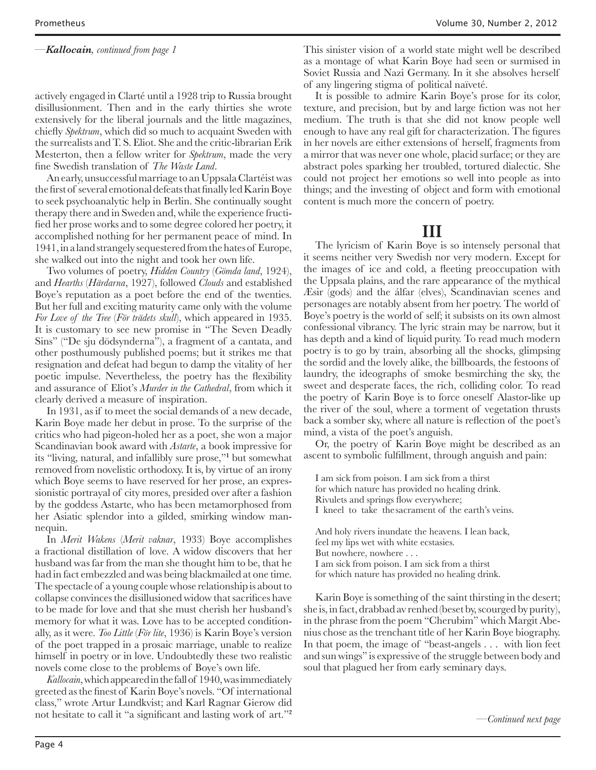—*Kallocain, continued from page 1*

actively engaged in Clarté until a 1928 trip to Russia brought disillusionment. Then and in the early thirties she wrote extensively for the liberal journals and the little magazines, chiefly *Spektrum*, which did so much to acquaint Sweden with the surrealists and T. S. Eliot. She and the critic-librarian Erik Mesterton, then a fellow writer for *Spektrum*, made the very fine Swedish translation of *The Waste Land*.

An early, unsuccessful marriage to an Uppsala Clartéist was the first of several emotional defeats that finally led Karin Boye to seek psychoanalytic help in Berlin. She continually sought therapy there and in Sweden and, while the experience fructified her prose works and to some degree colored her poetry, it accomplished nothing for her permanent peace of mind. In 1941, in a land strangely sequestered from the hates of Europe, she walked out into the night and took her own life.

Two volumes of poetry, *Hidden Country* (*Gömda land*, 1924), and *Hearths* (*Härdarna*, 1927), followed *Clouds* and established Boye's reputation as a poet before the end of the twenties. But her full and exciting maturity came only with the volume *For Love of the Tree* (*För trädets skull*), which appeared in 1935. It is customary to see new promise in "The Seven Deadly Sins" ("De sju dödsynderna"), a fragment of a cantata, and other posthumously published poems; but it strikes me that resignation and defeat had begun to damp the vitality of her poetic impulse. Nevertheless, the poetry has the flexibility and assurance of Eliot's *Murder in the Cathedral*, from which it clearly derived a measure of inspiration.

In 1931, as if to meet the social demands of a new decade, Karin Boye made her debut in prose. To the surprise of the critics who had pigeon-holed her as a poet, she won a major Scandinavian book award with *Astarte*, a book impressive for its "living, natural, and infallibly sure prose,"[1] but somewhat removed from novelistic orthodoxy. It is, by virtue of an irony which Boye seems to have reserved for her prose, an expressionistic portrayal of city mores, presided over after a fashion by the goddess Astarte, who has been metamorphosed from her Asiatic splendor into a gilded, smirking window mannequin.

In *Merit Wakens* (*Merit vaknar*, 1933) Boye accomplishes a fractional distillation of love. A widow discovers that her husband was far from the man she thought him to be, that he had in fact embezzled and was being blackmailed at one time. The spectacle of a young couple whose relationship is about to collapse convinces the disillusioned widow that sacrifices have to be made for love and that she must cherish her husband's memory for what it was. Love has to be accepted conditionally, as it were. *Too Little* (*För lite*, 1936) is Karin Boye's version of the poet trapped in a prosaic marriage, unable to realize himself in poetry or in love. Undoubtedly these two realistic novels come close to the problems of Boye's own life.

*Kallocain*, which appeared in the fall of 1940, was immediately greeted as the finest of Karin Boye's novels. "Of international class," wrote Artur Lundkvist; and Karl Ragnar Gierow did not hesitate to call it "a significant and lasting work of art."[2]

This sinister vision of a world state might well be described as a montage of what Karin Boye had seen or surmised in Soviet Russia and Nazi Germany. In it she absolves herself of any lingering stigma of political naïveté.

It is possible to admire Karin Boye's prose for its color, texture, and precision, but by and large fiction was not her medium. The truth is that she did not know people well enough to have any real gift for characterization. The figures in her novels are either extensions of herself, fragments from a mirror that was never one whole, placid surface; or they are abstract poles sparking her troubled, tortured dialectic. She could not project her emotions so well into people as into things; and the investing of object and form with emotional content is much more the concern of poetry.

# III

The lyricism of Karin Boye is so intensely personal that it seems neither very Swedish nor very modern. Except for the images of ice and cold, a fleeting preoccupation with the Uppsala plains, and the rare appearance of the mythical Æsir (gods) and the álfar (elves), Scandinavian scenes and personages are notably absent from her poetry. The world of Boye's poetry is the world of self; it subsists on its own almost confessional vibrancy. The lyric strain may be narrow, but it has depth and a kind of liquid purity. To read much modern poetry is to go by train, absorbing all the shocks, glimpsing the sordid and the lovely alike, the billboards, the festoons of laundry, the ideographs of smoke besmirching the sky, the sweet and desperate faces, the rich, colliding color. To read the poetry of Karin Boye is to force oneself Alastor-like up the river of the soul, where a torment of vegetation thrusts back a somber sky, where all nature is reflection of the poet's mind, a vista of the poet's anguish.

Or, the poetry of Karin Boye might be described as an ascent to symbolic fulfillment, through anguish and pain:

> I am sick from poison. I am sick from a thirst
> for which nature has provided no healing drink.
> Rivulets and springs flow everywhere;
> I kneel to take the sacrament of the earth's veins.
>
> And holy rivers inundate the heavens. I lean back,
> feel my lips wet with white ecstasies.
> But nowhere, nowhere . . .
> I am sick from poison. I am sick from a thirst
> for which nature has provided no healing drink.

Karin Boye is something of the saint thirsting in the desert; she is, in fact, drabbad av renhed (beset by, scourged by purity), in the phrase from the poem "Cherubim" which Margit Abenius chose as the trenchant title of her Karin Boye biography. In that poem, the image of "beast-angels . . . with lion feet and sun wings" is expressive of the struggle between body and soul that plagued her from early seminary days.

—*Continued next page*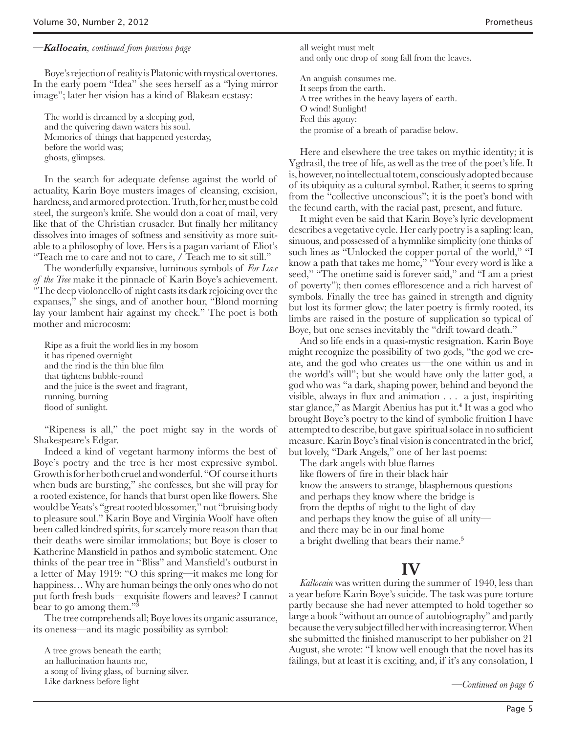—*Kallocain, continued from previous page*

Boye's rejection of reality is Platonic with mystical overtones. In the early poem "Idea" she sees herself as a "lying mirror image"; later her vision has a kind of Blakean ecstasy:

> The world is dreamed by a sleeping god,
> and the quivering dawn waters his soul.
> Memories of things that happened yesterday,
> before the world was;
> ghosts, glimpses.

In the search for adequate defense against the world of actuality, Karin Boye musters images of cleansing, excision, hardness, and armored protection. Truth, for her, must be cold steel, the surgeon's knife. She would don a coat of mail, very like that of the Christian crusader. But finally her militancy dissolves into images of softness and sensitivity as more suitable to a philosophy of love. Hers is a pagan variant of Eliot's "Teach me to care and not to care, / Teach me to sit still."

The wonderfully expansive, luminous symbols of *For Love of the Tree* make it the pinnacle of Karin Boye's achievement. "The deep violoncello of night casts its dark rejoicing over the expanses," she sings, and of another hour, "Blond morning lay your lambent hair against my cheek." The poet is both mother and microcosm:

> Ripe as a fruit the world lies in my bosom
> it has ripened overnight
> and the rind is the thin blue film
> that tightens bubble-round
> and the juice is the sweet and fragrant,
> running, burning
> flood of sunlight.

"Ripeness is all," the poet might say in the words of Shakespeare's Edgar.

Indeed a kind of vegetant harmony informs the best of Boye's poetry and the tree is her most expressive symbol. Growth is for her both cruel and wonderful. "Of course it hurts when buds are bursting," she confesses, but she will pray for a rooted existence, for hands that burst open like flowers. She would be Yeats's "great rooted blossomer," not "bruising body to pleasure soul." Karin Boye and Virginia Woolf have often been called kindred spirits, for scarcely more reason than that their deaths were similar immolations; but Boye is closer to Katherine Mansfield in pathos and symbolic statement. One thinks of the pear tree in "Bliss" and Mansfield's outburst in a letter of May 1919: "O this spring—it makes me long for happiness… Why are human beings the only ones who do not put forth fresh buds—exquisite flowers and leaves? I cannot bear to go among them."[3]

The tree comprehends all; Boye loves its organic assurance, its oneness—and its magic possibility as symbol:

> A tree grows beneath the earth;
> an hallucination haunts me,
> a song of living glass, of burning silver.
> Like darkness before light
> all weight must melt
> and only one drop of song fall from the leaves.
>
> An anguish consumes me.
> It seeps from the earth.
> A tree writhes in the heavy layers of earth.
> O wind! Sunlight!
> Feel this agony:
> the promise of a breath of paradise below.

Here and elsewhere the tree takes on mythic identity; it is Ygdrasil, the tree of life, as well as the tree of the poet's life. It is, however, no intellectual totem, consciously adopted because of its ubiquity as a cultural symbol. Rather, it seems to spring from the "collective unconscious"; it is the poet's bond with the fecund earth, with the racial past, present, and future.

It might even be said that Karin Boye's lyric development describes a vegetative cycle. Her early poetry is a sapling: lean, sinuous, and possessed of a hymnlike simplicity (one thinks of such lines as "Unlocked the copper portal of the world," "I know a path that takes me home," "Your every word is like a seed," "The onetime said is forever said," and "I am a priest of poverty"); then comes efflorescence and a rich harvest of symbols. Finally the tree has gained in strength and dignity but lost its former glow; the later poetry is firmly rooted, its limbs are raised in the posture of supplication so typical of Boye, but one senses inevitably the "drift toward death."

And so life ends in a quasi-mystic resignation. Karin Boye might recognize the possibility of two gods, "the god we create, and the god who creates us—the one within us and in the world's will"; but she would have only the latter god, a god who was "a dark, shaping power, behind and beyond the visible, always in flux and animation . . . a just, inspiriting star glance," as Margit Abenius has put it.[4] It was a god who brought Boye's poetry to the kind of symbolic fruition I have attempted to describe, but gave spiritual solace in no sufficient measure. Karin Boye's final vision is concentrated in the brief, but lovely, "Dark Angels," one of her last poems:

> The dark angels with blue flames
> like flowers of fire in their black hair
> know the answers to strange, blasphemous questions—
> and perhaps they know where the bridge is
> from the depths of night to the light of day—
> and perhaps they know the guise of all unity—
> and there may be in our final home
> a bright dwelling that bears their name.[5]

## IV

*Kallocain* was written during the summer of 1940, less than a year before Karin Boye's suicide. The task was pure torture partly because she had never attempted to hold together so large a book "without an ounce of autobiography" and partly because the very subject filled her with increasing terror. When she submitted the finished manuscript to her publisher on 21 August, she wrote: "I know well enough that the novel has its failings, but at least it is exciting, and, if it's any consolation, I

—*Continued on page 6*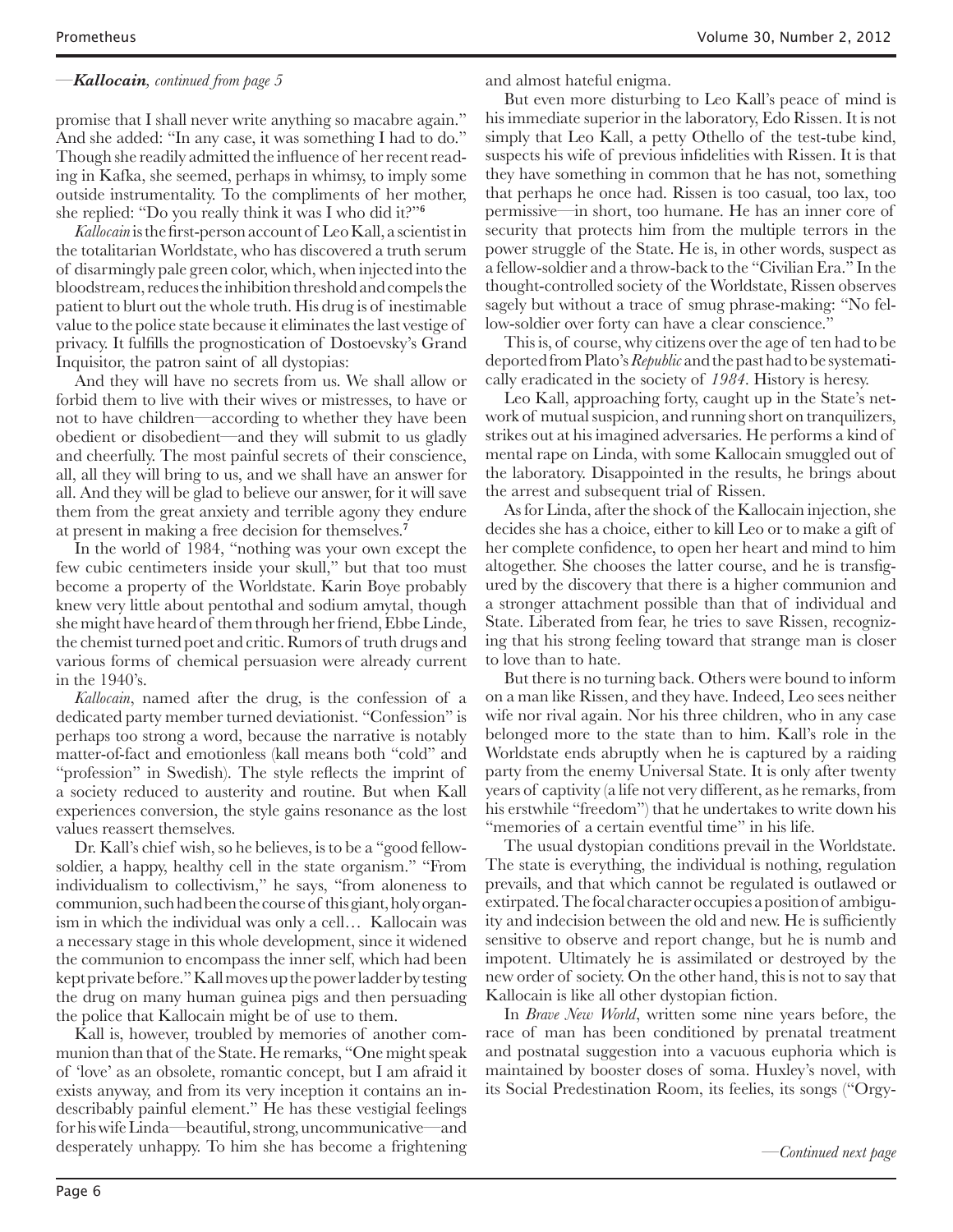—***Kallocain**, continued from page 5*

promise that I shall never write anything so macabre again." And she added: "In any case, it was something I had to do." Though she readily admitted the influence of her recent reading in Kafka, she seemed, perhaps in whimsy, to imply some outside instrumentality. To the compliments of her mother, she replied: "Do you really think it was I who did it?"[6]

*Kallocain* is the first-person account of Leo Kall, a scientist in the totalitarian Worldstate, who has discovered a truth serum of disarmingly pale green color, which, when injected into the bloodstream, reduces the inhibition threshold and compels the patient to blurt out the whole truth. His drug is of inestimable value to the police state because it eliminates the last vestige of privacy. It fulfills the prognostication of Dostoevsky's Grand Inquisitor, the patron saint of all dystopias:

And they will have no secrets from us. We shall allow or forbid them to live with their wives or mistresses, to have or not to have children—according to whether they have been obedient or disobedient—and they will submit to us gladly and cheerfully. The most painful secrets of their conscience, all, all they will bring to us, and we shall have an answer for all. And they will be glad to believe our answer, for it will save them from the great anxiety and terrible agony they endure at present in making a free decision for themselves.[7]

In the world of 1984, "nothing was your own except the few cubic centimeters inside your skull," but that too must become a property of the Worldstate. Karin Boye probably knew very little about pentothal and sodium amytal, though she might have heard of them through her friend, Ebbe Linde, the chemist turned poet and critic. Rumors of truth drugs and various forms of chemical persuasion were already current in the 1940's.

*Kallocain*, named after the drug, is the confession of a dedicated party member turned deviationist. "Confession" is perhaps too strong a word, because the narrative is notably matter-of-fact and emotionless (kall means both "cold" and "profession" in Swedish). The style reflects the imprint of a society reduced to austerity and routine. But when Kall experiences conversion, the style gains resonance as the lost values reassert themselves.

Dr. Kall's chief wish, so he believes, is to be a "good fellow-soldier, a happy, healthy cell in the state organism." "From individualism to collectivism," he says, "from aloneness to communion, such had been the course of this giant, holy organism in which the individual was only a cell… Kallocain was a necessary stage in this whole development, since it widened the communion to encompass the inner self, which had been kept private before." Kall moves up the power ladder by testing the drug on many human guinea pigs and then persuading the police that Kallocain might be of use to them.

Kall is, however, troubled by memories of another communion than that of the State. He remarks, "One might speak of 'love' as an obsolete, romantic concept, but I am afraid it exists anyway, and from its very inception it contains an indescribably painful element." He has these vestigial feelings for his wife Linda—beautiful, strong, uncommunicative—and desperately unhappy. To him she has become a frightening and almost hateful enigma.

But even more disturbing to Leo Kall's peace of mind is his immediate superior in the laboratory, Edo Rissen. It is not simply that Leo Kall, a petty Othello of the test-tube kind, suspects his wife of previous infidelities with Rissen. It is that they have something in common that he has not, something that perhaps he once had. Rissen is too casual, too lax, too permissive—in short, too humane. He has an inner core of security that protects him from the multiple terrors in the power struggle of the State. He is, in other words, suspect as a fellow-soldier and a throw-back to the "Civilian Era." In the thought-controlled society of the Worldstate, Rissen observes sagely but without a trace of smug phrase-making: "No fellow-soldier over forty can have a clear conscience."

This is, of course, why citizens over the age of ten had to be deported from Plato's *Republic* and the past had to be systematically eradicated in the society of *1984*. History is heresy.

Leo Kall, approaching forty, caught up in the State's network of mutual suspicion, and running short on tranquilizers, strikes out at his imagined adversaries. He performs a kind of mental rape on Linda, with some Kallocain smuggled out of the laboratory. Disappointed in the results, he brings about the arrest and subsequent trial of Rissen.

As for Linda, after the shock of the Kallocain injection, she decides she has a choice, either to kill Leo or to make a gift of her complete confidence, to open her heart and mind to him altogether. She chooses the latter course, and he is transfigured by the discovery that there is a higher communion and a stronger attachment possible than that of individual and State. Liberated from fear, he tries to save Rissen, recognizing that his strong feeling toward that strange man is closer to love than to hate.

But there is no turning back. Others were bound to inform on a man like Rissen, and they have. Indeed, Leo sees neither wife nor rival again. Nor his three children, who in any case belonged more to the state than to him. Kall's role in the Worldstate ends abruptly when he is captured by a raiding party from the enemy Universal State. It is only after twenty years of captivity (a life not very different, as he remarks, from his erstwhile "freedom") that he undertakes to write down his "memories of a certain eventful time" in his life.

The usual dystopian conditions prevail in the Worldstate. The state is everything, the individual is nothing, regulation prevails, and that which cannot be regulated is outlawed or extirpated. The focal character occupies a position of ambiguity and indecision between the old and new. He is sufficiently sensitive to observe and report change, but he is numb and impotent. Ultimately he is assimilated or destroyed by the new order of society. On the other hand, this is not to say that Kallocain is like all other dystopian fiction.

In *Brave New World*, written some nine years before, the race of man has been conditioned by prenatal treatment and postnatal suggestion into a vacuous euphoria which is maintained by booster doses of soma. Huxley's novel, with its Social Predestination Room, its feelies, its songs ("Orgy-

*—Continued next page*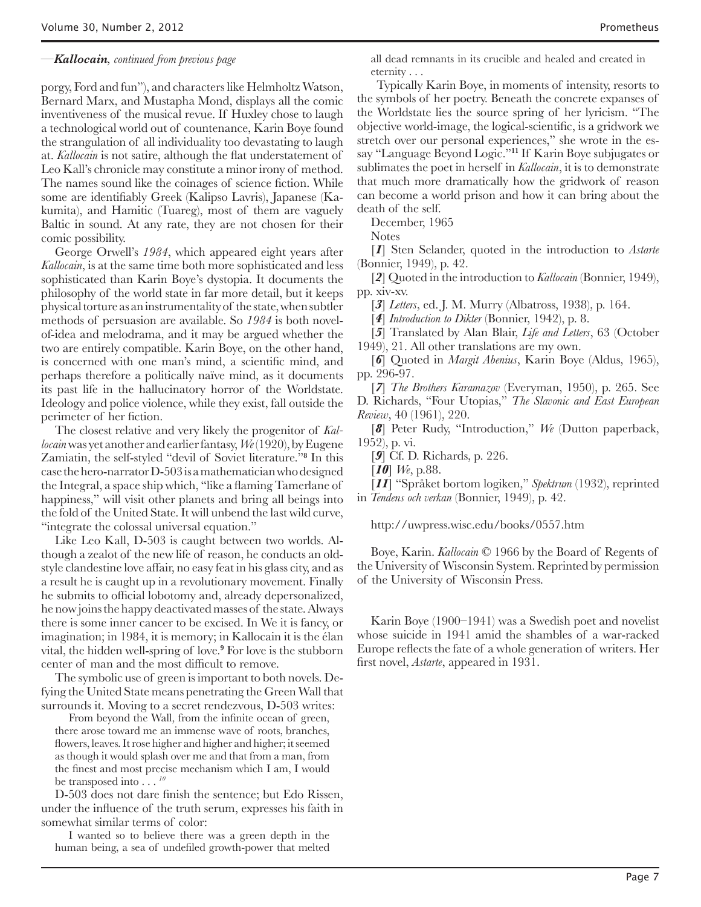—*Kallocain, continued from previous page*

porgy, Ford and fun"), and characters like Helmholtz Watson, Bernard Marx, and Mustapha Mond, displays all the comic inventiveness of the musical revue. If Huxley chose to laugh a technological world out of countenance, Karin Boye found the strangulation of all individuality too devastating to laugh at. *Kallocain* is not satire, although the flat understatement of Leo Kall's chronicle may constitute a minor irony of method. The names sound like the coinages of science fiction. While some are identifiably Greek (Kalipso Lavris), Japanese (Kakumita), and Hamitic (Tuareg), most of them are vaguely Baltic in sound. At any rate, they are not chosen for their comic possibility.

George Orwell's *1984*, which appeared eight years after *Kallocain*, is at the same time both more sophisticated and less sophisticated than Karin Boye's dystopia. It documents the philosophy of the world state in far more detail, but it keeps physical torture as an instrumentality of the state, when subtler methods of persuasion are available. So *1984* is both novel-of-idea and melodrama, and it may be argued whether the two are entirely compatible. Karin Boye, on the other hand, is concerned with one man's mind, a scientific mind, and perhaps therefore a politically naive mind, as it documents its past life in the hallucinatory horror of the Worldstate. Ideology and police violence, while they exist, fall outside the perimeter of her fiction.

The closest relative and very likely the progenitor of *Kallocain* was yet another and earlier fantasy, *We* (1920), by Eugene Zamiatin, the self-styled "devil of Soviet literature."[8] In this case the hero-narrator D-503 is a mathematician who designed the Integral, a space ship which, "like a flaming Tamerlane of happiness," will visit other planets and bring all beings into the fold of the United State. It will unbend the last wild curve, "integrate the colossal universal equation."

Like Leo Kall, D-503 is caught between two worlds. Although a zealot of the new life of reason, he conducts an old-style clandestine love affair, no easy feat in his glass city, and as a result he is caught up in a revolutionary movement. Finally he submits to official lobotomy and, already depersonalized, he now joins the happy deactivated masses of the state. Always there is some inner cancer to be excised. In We it is fancy, or imagination; in 1984, it is memory; in Kallocain it is the élan vital, the hidden well-spring of love.[9] For love is the stubborn center of man and the most difficult to remove.

The symbolic use of green is important to both novels. Defying the United State means penetrating the Green Wall that surrounds it. Moving to a secret rendezvous, D-503 writes:

> From beyond the Wall, from the infinite ocean of green, there arose toward me an immense wave of roots, branches, flowers, leaves. It rose higher and higher and higher; it seemed as though it would splash over me and that from a man, from the finest and most precise mechanism which I am, I would be transposed into . . . [10]

D-503 does not dare finish the sentence; but Edo Rissen, under the influence of the truth serum, expresses his faith in somewhat similar terms of color:

> I wanted so to believe there was a green depth in the human being, a sea of undefiled growth-power that melted all dead remnants in its crucible and healed and created in eternity . . .

Typically Karin Boye, in moments of intensity, resorts to the symbols of her poetry. Beneath the concrete expanses of the Worldstate lies the source spring of her lyricism. "The objective world-image, the logical-scientific, is a gridwork we stretch over our personal experiences," she wrote in the essay "Language Beyond Logic."[11] If Karin Boye subjugates or sublimates the poet in herself in *Kallocain*, it is to demonstrate that much more dramatically how the gridwork of reason can become a world prison and how it can bring about the death of the self.

December, 1965

Notes

[*1*] Sten Selander, quoted in the introduction to *Astarte* (Bonnier, 1949), p. 42.

[*2*] Quoted in the introduction to *Kallocain* (Bonnier, 1949), pp. xiv-xv.

[*3*] *Letters*, ed. J. M. Murry (Albatross, 1938), p. 164.

[*4*] *Introduction to Dikter* (Bonnier, 1942), p. 8.

[*5*] Translated by Alan Blair, *Life and Letters*, 63 (October 1949), 21. All other translations are my own.

[*6*] Quoted in *Margit Abenius*, Karin Boye (Aldus, 1965), pp. 296-97.

[*7*] *The Brothers Karamazov* (Everyman, 1950), p. 265. See D. Richards, "Four Utopias," *The Slavonic and East European Review*, 40 (1961), 220.

[*8*] Peter Rudy, "Introduction," *We* (Dutton paperback, 1952), p. vi.

[*9*] Cf. D. Richards, p. 226.

[*10*] *We*, p.88.

[*11*] "Språket bortom logiken," *Spektrum* (1932), reprinted in *Tendens och verkan* (Bonnier, 1949), p. 42.

http://uwpress.wisc.edu/books/0557.htm

Boye, Karin. *Kallocain* © 1966 by the Board of Regents of the University of Wisconsin System. Reprinted by permission of the University of Wisconsin Press.

Karin Boye (1900–1941) was a Swedish poet and novelist whose suicide in 1941 amid the shambles of a war-racked Europe reflects the fate of a whole generation of writers. Her first novel, *Astarte*, appeared in 1931.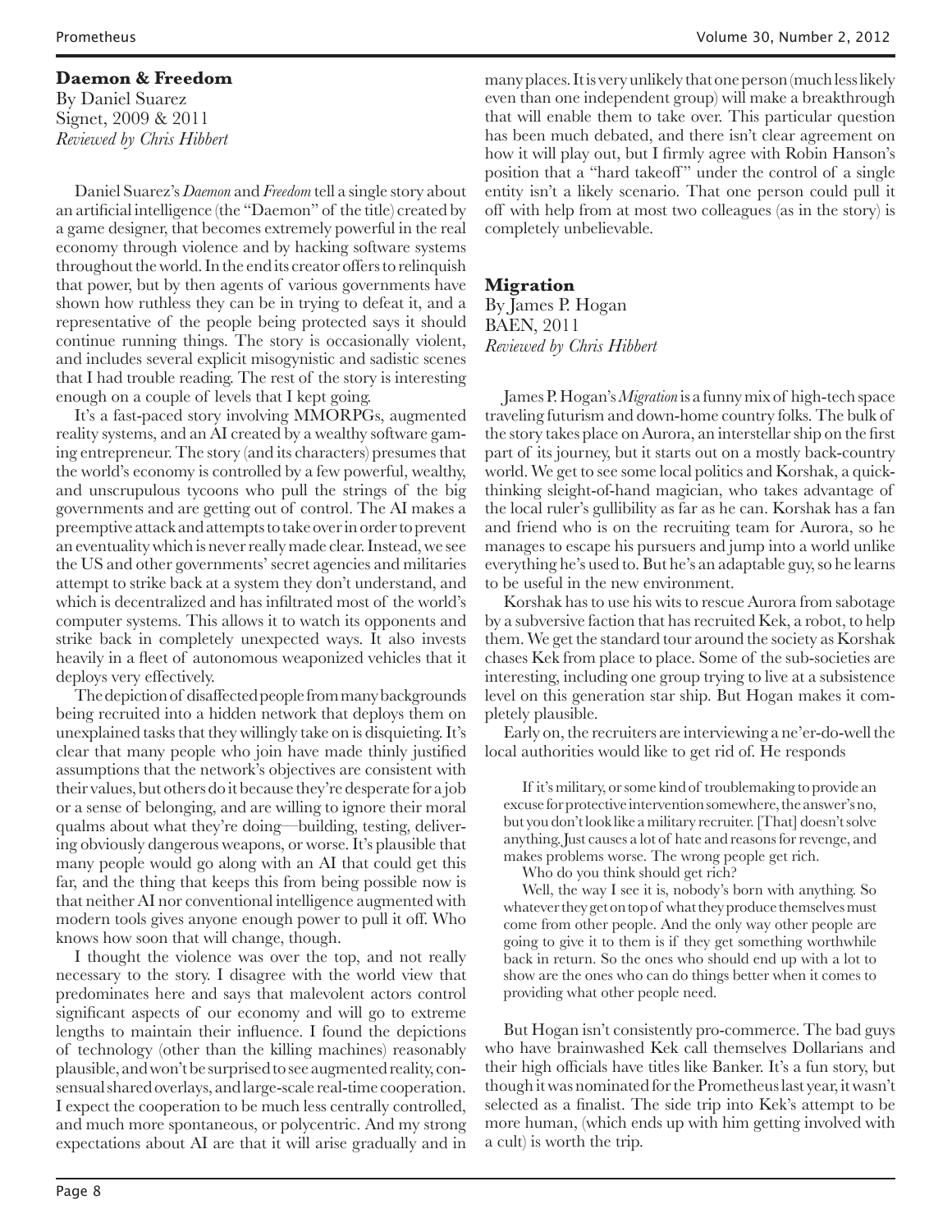### Daemon & Freedom

By Daniel Suarez
Signet, 2009 & 2011
*Reviewed by Chris Hibbert*

Daniel Suarez's *Daemon* and *Freedom* tell a single story about an artificial intelligence (the "Daemon" of the title) created by a game designer, that becomes extremely powerful in the real economy through violence and by hacking software systems throughout the world. In the end its creator offers to relinquish that power, but by then agents of various governments have shown how ruthless they can be in trying to defeat it, and a representative of the people being protected says it should continue running things. The story is occasionally violent, and includes several explicit misogynistic and sadistic scenes that I had trouble reading. The rest of the story is interesting enough on a couple of levels that I kept going.

It's a fast-paced story involving MMORPGs, augmented reality systems, and an AI created by a wealthy software gaming entrepreneur. The story (and its characters) presumes that the world's economy is controlled by a few powerful, wealthy, and unscrupulous tycoons who pull the strings of the big governments and are getting out of control. The AI makes a preemptive attack and attempts to take over in order to prevent an eventuality which is never really made clear. Instead, we see the US and other governments' secret agencies and militaries attempt to strike back at a system they don't understand, and which is decentralized and has infiltrated most of the world's computer systems. This allows it to watch its opponents and strike back in completely unexpected ways. It also invests heavily in a fleet of autonomous weaponized vehicles that it deploys very effectively.

The depiction of disaffected people from many backgrounds being recruited into a hidden network that deploys them on unexplained tasks that they willingly take on is disquieting. It's clear that many people who join have made thinly justified assumptions that the network's objectives are consistent with their values, but others do it because they're desperate for a job or a sense of belonging, and are willing to ignore their moral qualms about what they're doing—building, testing, delivering obviously dangerous weapons, or worse. It's plausible that many people would go along with an AI that could get this far, and the thing that keeps this from being possible now is that neither AI nor conventional intelligence augmented with modern tools gives anyone enough power to pull it off. Who knows how soon that will change, though.

I thought the violence was over the top, and not really necessary to the story. I disagree with the world view that predominates here and says that malevolent actors control significant aspects of our economy and will go to extreme lengths to maintain their influence. I found the depictions of technology (other than the killing machines) reasonably plausible, and won't be surprised to see augmented reality, consensual shared overlays, and large-scale real-time cooperation. I expect the cooperation to be much less centrally controlled, and much more spontaneous, or polycentric. And my strong expectations about AI are that it will arise gradually and in many places. It is very unlikely that one person (much less likely even than one independent group) will make a breakthrough that will enable them to take over. This particular question has been much debated, and there isn't clear agreement on how it will play out, but I firmly agree with Robin Hanson's position that a "hard takeoff" under the control of a single entity isn't a likely scenario. That one person could pull it off with help from at most two colleagues (as in the story) is completely unbelievable.

### Migration

By James P. Hogan
BAEN, 2011
*Reviewed by Chris Hibbert*

James P. Hogan's *Migration* is a funny mix of high-tech space traveling futurism and down-home country folks. The bulk of the story takes place on Aurora, an interstellar ship on the first part of its journey, but it starts out on a mostly back-country world. We get to see some local politics and Korshak, a quick-thinking sleight-of-hand magician, who takes advantage of the local ruler's gullibility as far as he can. Korshak has a fan and friend who is on the recruiting team for Aurora, so he manages to escape his pursuers and jump into a world unlike everything he's used to. But he's an adaptable guy, so he learns to be useful in the new environment.

Korshak has to use his wits to rescue Aurora from sabotage by a subversive faction that has recruited Kek, a robot, to help them. We get the standard tour around the society as Korshak chases Kek from place to place. Some of the sub-societies are interesting, including one group trying to live at a subsistence level on this generation star ship. But Hogan makes it completely plausible.

Early on, the recruiters are interviewing a ne'er-do-well the local authorities would like to get rid of. He responds

> If it's military, or some kind of troublemaking to provide an excuse for protective intervention somewhere, the answer's no, but you don't look like a military recruiter. [That] doesn't solve anything. Just causes a lot of hate and reasons for revenge, and makes problems worse. The wrong people get rich.
>
> Who do you think should get rich?
>
> Well, the way I see it is, nobody's born with anything. So whatever they get on top of what they produce themselves must come from other people. And the only way other people are going to give it to them is if they get something worthwhile back in return. So the ones who should end up with a lot to show are the ones who can do things better when it comes to providing what other people need.

But Hogan isn't consistently pro-commerce. The bad guys who have brainwashed Kek call themselves Dollarians and their high officials have titles like Banker. It's a fun story, but though it was nominated for the Prometheus last year, it wasn't selected as a finalist. The side trip into Kek's attempt to be more human, (which ends up with him getting involved with a cult) is worth the trip.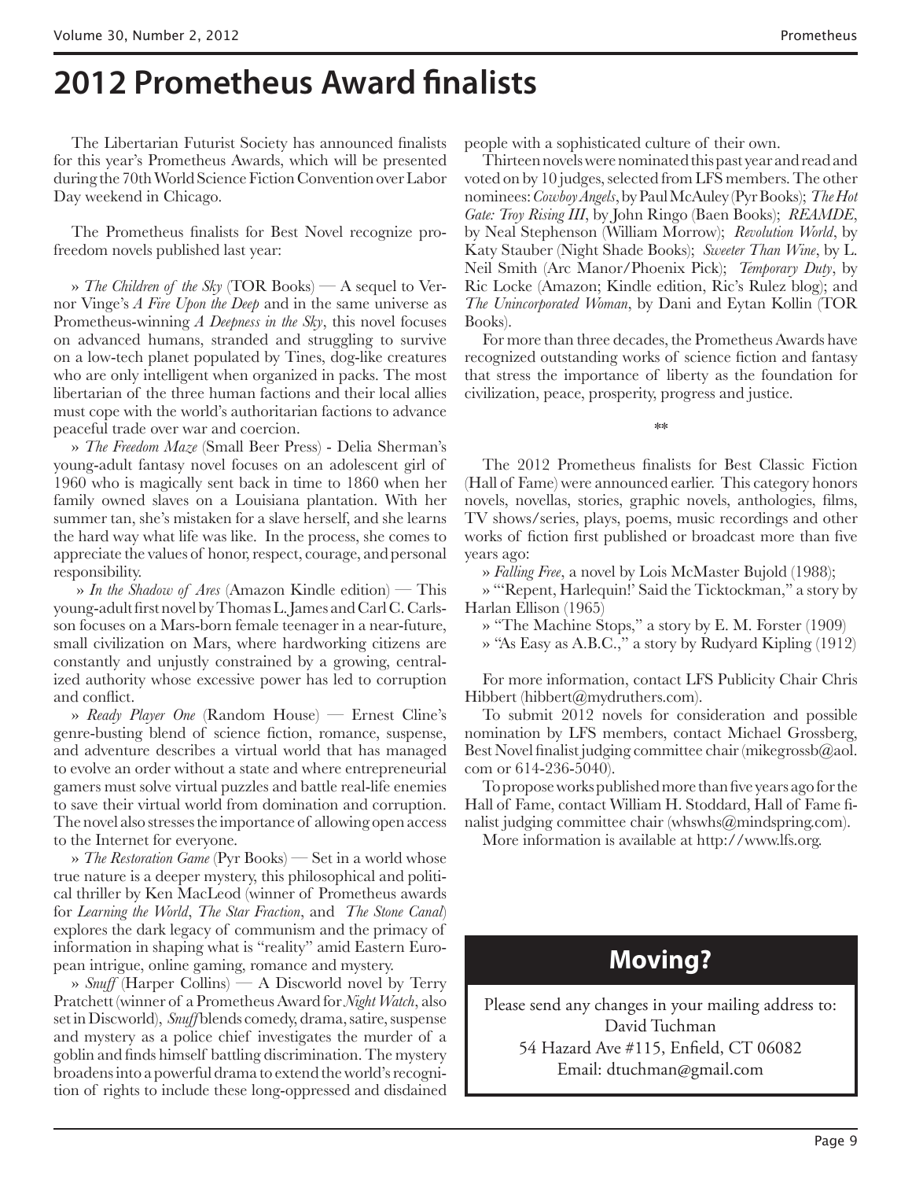# 2012 Prometheus Award finalists

The Libertarian Futurist Society has announced finalists for this year's Prometheus Awards, which will be presented during the 70th World Science Fiction Convention over Labor Day weekend in Chicago.

The Prometheus finalists for Best Novel recognize pro-freedom novels published last year:

» *The Children of the Sky* (TOR Books) — A sequel to Vernor Vinge's *A Fire Upon the Deep* and in the same universe as Prometheus-winning *A Deepness in the Sky*, this novel focuses on advanced humans, stranded and struggling to survive on a low-tech planet populated by Tines, dog-like creatures who are only intelligent when organized in packs. The most libertarian of the three human factions and their local allies must cope with the world's authoritarian factions to advance peaceful trade over war and coercion.

» *The Freedom Maze* (Small Beer Press) - Delia Sherman's young-adult fantasy novel focuses on an adolescent girl of 1960 who is magically sent back in time to 1860 when her family owned slaves on a Louisiana plantation. With her summer tan, she's mistaken for a slave herself, and she learns the hard way what life was like. In the process, she comes to appreciate the values of honor, respect, courage, and personal responsibility.

» *In the Shadow of Ares* (Amazon Kindle edition) — This young-adult first novel by Thomas L. James and Carl C. Carlsson focuses on a Mars-born female teenager in a near-future, small civilization on Mars, where hardworking citizens are constantly and unjustly constrained by a growing, centralized authority whose excessive power has led to corruption and conflict.

» *Ready Player One* (Random House) — Ernest Cline's genre-busting blend of science fiction, romance, suspense, and adventure describes a virtual world that has managed to evolve an order without a state and where entrepreneurial gamers must solve virtual puzzles and battle real-life enemies to save their virtual world from domination and corruption. The novel also stresses the importance of allowing open access to the Internet for everyone.

» *The Restoration Game* (Pyr Books) — Set in a world whose true nature is a deeper mystery, this philosophical and political thriller by Ken MacLeod (winner of Prometheus awards for *Learning the World*, *The Star Fraction*, and *The Stone Canal*) explores the dark legacy of communism and the primacy of information in shaping what is "reality" amid Eastern European intrigue, online gaming, romance and mystery.

» *Snuff* (Harper Collins) — A Discworld novel by Terry Pratchett (winner of a Prometheus Award for *Night Watch*, also set in Discworld), *Snuff* blends comedy, drama, satire, suspense and mystery as a police chief investigates the murder of a goblin and finds himself battling discrimination. The mystery broadens into a powerful drama to extend the world's recognition of rights to include these long-oppressed and disdained people with a sophisticated culture of their own.

Thirteen novels were nominated this past year and read and voted on by 10 judges, selected from LFS members. The other nominees: *Cowboy Angels*, by Paul McAuley (Pyr Books); *The Hot Gate: Troy Rising III*, by John Ringo (Baen Books); *REAMDE*, by Neal Stephenson (William Morrow); *Revolution World*, by Katy Stauber (Night Shade Books); *Sweeter Than Wine*, by L. Neil Smith (Arc Manor/Phoenix Pick); *Temporary Duty*, by Ric Locke (Amazon; Kindle edition, Ric's Rulez blog); and *The Unincorporated Woman*, by Dani and Eytan Kollin (TOR Books).

For more than three decades, the Prometheus Awards have recognized outstanding works of science fiction and fantasy that stress the importance of liberty as the foundation for civilization, peace, prosperity, progress and justice.

**

The 2012 Prometheus finalists for Best Classic Fiction (Hall of Fame) were announced earlier. This category honors novels, novellas, stories, graphic novels, anthologies, films, TV shows/series, plays, poems, music recordings and other works of fiction first published or broadcast more than five years ago:

» *Falling Free*, a novel by Lois McMaster Bujold (1988);

» "'Repent, Harlequin!' Said the Ticktockman," a story by Harlan Ellison (1965)

» "The Machine Stops," a story by E. M. Forster (1909)

» "As Easy as A.B.C.," a story by Rudyard Kipling (1912)

For more information, contact LFS Publicity Chair Chris Hibbert (hibbert@mydruthers.com).

To submit 2012 novels for consideration and possible nomination by LFS members, contact Michael Grossberg, Best Novel finalist judging committee chair (mikegrossb@aol.com or 614-236-5040).

To propose works published more than five years ago for the Hall of Fame, contact William H. Stoddard, Hall of Fame finalist judging committee chair (whswhs@mindspring.com).

More information is available at http://www.lfs.org.

## Moving?

Please send any changes in your mailing address to:
David Tuchman
54 Hazard Ave #115, Enfield, CT 06082
Email: dtuchman@gmail.com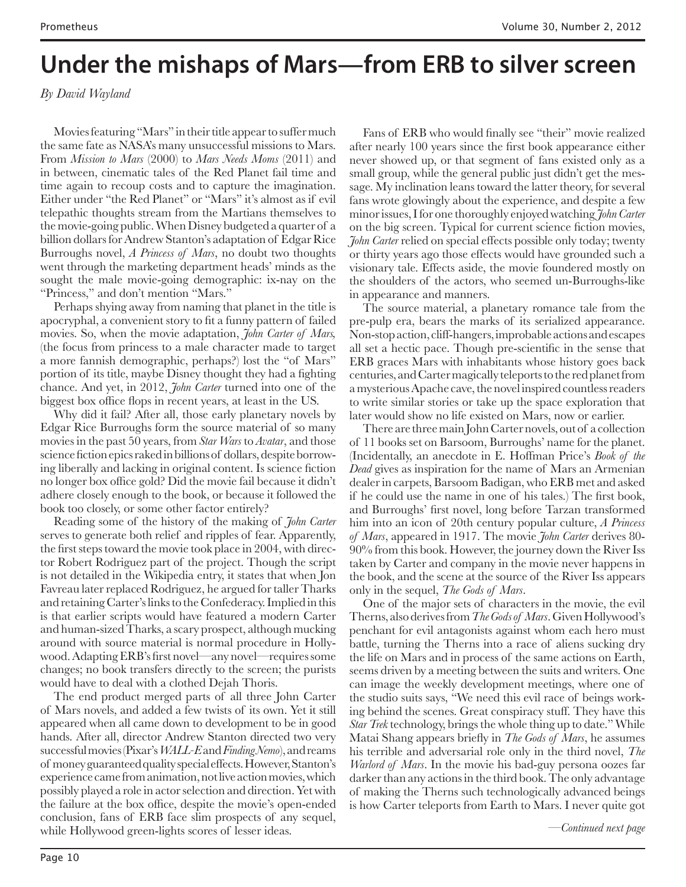# Under the mishaps of Mars—from ERB to silver screen

*By David Wayland*

Movies featuring "Mars" in their title appear to suffer much the same fate as NASA's many unsuccessful missions to Mars. From *Mission to Mars* (2000) to *Mars Needs Moms* (2011) and in between, cinematic tales of the Red Planet fail time and time again to recoup costs and to capture the imagination. Either under "the Red Planet" or "Mars" it's almost as if evil telepathic thoughts stream from the Martians themselves to the movie-going public. When Disney budgeted a quarter of a billion dollars for Andrew Stanton's adaptation of Edgar Rice Burroughs novel, *A Princess of Mars*, no doubt two thoughts went through the marketing department heads' minds as the sought the male movie-going demographic: ix-nay on the "Princess," and don't mention "Mars."

Perhaps shying away from naming that planet in the title is apocryphal, a convenient story to fit a funny pattern of failed movies. So, when the movie adaptation, *John Carter of Mars,* (the focus from princess to a male character made to target a more fannish demographic, perhaps?) lost the "of Mars" portion of its title, maybe Disney thought they had a fighting chance. And yet, in 2012, *John Carter* turned into one of the biggest box office flops in recent years, at least in the US.

Why did it fail? After all, those early planetary novels by Edgar Rice Burroughs form the source material of so many movies in the past 50 years, from *Star Wars* to *Avatar*, and those science fiction epics raked in billions of dollars, despite borrowing liberally and lacking in original content. Is science fiction no longer box office gold? Did the movie fail because it didn't adhere closely enough to the book, or because it followed the book too closely, or some other factor entirely?

Reading some of the history of the making of *John Carter* serves to generate both relief and ripples of fear. Apparently, the first steps toward the movie took place in 2004, with director Robert Rodriguez part of the project. Though the script is not detailed in the Wikipedia entry, it states that when Jon Favreau later replaced Rodriguez, he argued for taller Tharks and retaining Carter's links to the Confederacy. Implied in this is that earlier scripts would have featured a modern Carter and human-sized Tharks, a scary prospect, although mucking around with source material is normal procedure in Hollywood. Adapting ERB's first novel—any novel—requires some changes; no book transfers directly to the screen; the purists would have to deal with a clothed Dejah Thoris.

The end product merged parts of all three John Carter of Mars novels, and added a few twists of its own. Yet it still appeared when all came down to development to be in good hands. After all, director Andrew Stanton directed two very successful movies (Pixar's *WALL-E* and *Finding Nemo*), and reams of money guaranteed quality special effects. However, Stanton's experience came from animation, not live action movies, which possibly played a role in actor selection and direction. Yet with the failure at the box office, despite the movie's open-ended conclusion, fans of ERB face slim prospects of any sequel, while Hollywood green-lights scores of lesser ideas.

Fans of ERB who would finally see "their" movie realized after nearly 100 years since the first book appearance either never showed up, or that segment of fans existed only as a small group, while the general public just didn't get the message. My inclination leans toward the latter theory, for several fans wrote glowingly about the experience, and despite a few minor issues, I for one thoroughly enjoyed watching *John Carter* on the big screen. Typical for current science fiction movies, *John Carter* relied on special effects possible only today; twenty or thirty years ago those effects would have grounded such a visionary tale. Effects aside, the movie foundered mostly on the shoulders of the actors, who seemed un-Burroughs-like in appearance and manners.

The source material, a planetary romance tale from the pre-pulp era, bears the marks of its serialized appearance. Non-stop action, cliff-hangers, improbable actions and escapes all set a hectic pace. Though pre-scientific in the sense that ERB graces Mars with inhabitants whose history goes back centuries, and Carter magically teleports to the red planet from a mysterious Apache cave, the novel inspired countless readers to write similar stories or take up the space exploration that later would show no life existed on Mars, now or earlier.

There are three main John Carter novels, out of a collection of 11 books set on Barsoom, Burroughs' name for the planet. (Incidentally, an anecdote in E. Hoffman Price's *Book of the Dead* gives as inspiration for the name of Mars an Armenian dealer in carpets, Barsoom Badigan, who ERB met and asked if he could use the name in one of his tales.) The first book, and Burroughs' first novel, long before Tarzan transformed him into an icon of 20th century popular culture, *A Princess of Mars*, appeared in 1917. The movie *John Carter* derives 80-90% from this book. However, the journey down the River Iss taken by Carter and company in the movie never happens in the book, and the scene at the source of the River Iss appears only in the sequel, *The Gods of Mars*.

One of the major sets of characters in the movie, the evil Therns, also derives from *The Gods of Mars*. Given Hollywood's penchant for evil antagonists against whom each hero must battle, turning the Therns into a race of aliens sucking dry the life on Mars and in process of the same actions on Earth, seems driven by a meeting between the suits and writers. One can image the weekly development meetings, where one of the studio suits says, "We need this evil race of beings working behind the scenes. Great conspiracy stuff. They have this *Star Trek* technology, brings the whole thing up to date." While Matai Shang appears briefly in *The Gods of Mars*, he assumes his terrible and adversarial role only in the third novel, *The Warlord of Mars*. In the movie his bad-guy persona oozes far darker than any actions in the third book. The only advantage of making the Therns such technologically advanced beings is how Carter teleports from Earth to Mars. I never quite got

*—Continued next page*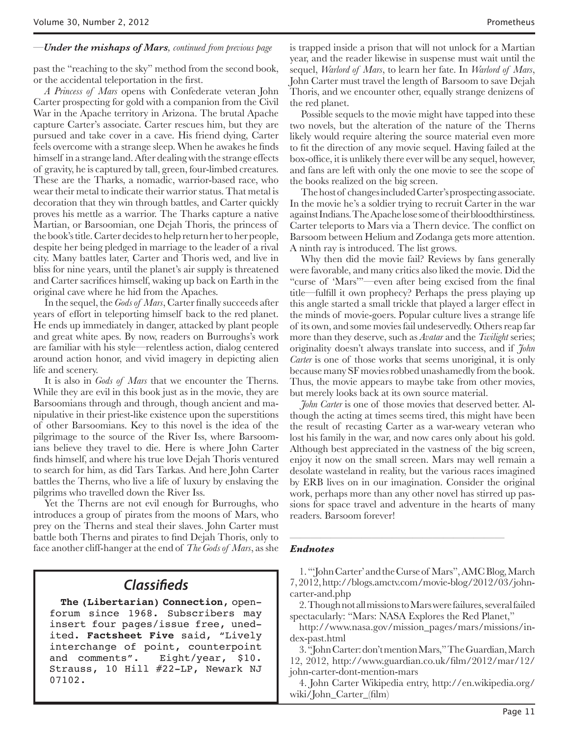—*Under the mishaps of Mars, continued from previous page*

past the "reaching to the sky" method from the second book, or the accidental teleportation in the first.

*A Princess of Mars* opens with Confederate veteran John Carter prospecting for gold with a companion from the Civil War in the Apache territory in Arizona. The brutal Apache capture Carter's associate. Carter rescues him, but they are pursued and take cover in a cave. His friend dying, Carter feels overcome with a strange sleep. When he awakes he finds himself in a strange land. After dealing with the strange effects of gravity, he is captured by tall, green, four-limbed creatures. These are the Tharks, a nomadic, warrior-based race, who wear their metal to indicate their warrior status. That metal is decoration that they win through battles, and Carter quickly proves his mettle as a warrior. The Tharks capture a native Martian, or Barsoomian, one Dejah Thoris, the princess of the book's title. Carter decides to help return her to her people, despite her being pledged in marriage to the leader of a rival city. Many battles later, Carter and Thoris wed, and live in bliss for nine years, until the planet's air supply is threatened and Carter sacrifices himself, waking up back on Earth in the original cave where he hid from the Apaches.

In the sequel, the *Gods of Mars*, Carter finally succeeds after years of effort in teleporting himself back to the red planet. He ends up immediately in danger, attacked by plant people and great white apes. By now, readers on Burroughs's work are familiar with his style—relentless action, dialog centered around action honor, and vivid imagery in depicting alien life and scenery.

It is also in *Gods of Mars* that we encounter the Therns. While they are evil in this book just as in the movie, they are Barsoomians through and through, though ancient and manipulative in their priest-like existence upon the superstitions of other Barsoomians. Key to this novel is the idea of the pilgrimage to the source of the River Iss, where Barsoomians believe they travel to die. Here is where John Carter finds himself, and where his true love Dejah Thoris ventured to search for him, as did Tars Tarkas. And here John Carter battles the Therns, who live a life of luxury by enslaving the pilgrims who travelled down the River Iss.

Yet the Therns are not evil enough for Burroughs, who introduces a group of pirates from the moons of Mars, who prey on the Therns and steal their slaves. John Carter must battle both Therns and pirates to find Dejah Thoris, only to face another cliff-hanger at the end of *The Gods of Mars*, as she is trapped inside a prison that will not unlock for a Martian year, and the reader likewise in suspense must wait until the sequel, *Warlord of Mars*, to learn her fate. In *Warlord of Mars*, John Carter must travel the length of Barsoom to save Dejah Thoris, and we encounter other, equally strange denizens of the red planet.

Possible sequels to the movie might have tapped into these two novels, but the alteration of the nature of the Therns likely would require altering the source material even more to fit the direction of any movie sequel. Having failed at the box-office, it is unlikely there ever will be any sequel, however, and fans are left with only the one movie to see the scope of the books realized on the big screen.

The host of changes included Carter's prospecting associate. In the movie he's a soldier trying to recruit Carter in the war against Indians. The Apache lose some of their bloodthirstiness. Carter teleports to Mars via a Thern device. The conflict on Barsoom between Helium and Zodanga gets more attention. A ninth ray is introduced. The list grows.

Why then did the movie fail? Reviews by fans generally were favorable, and many critics also liked the movie. Did the "curse of 'Mars'"—even after being excised from the final title—fulfill it own prophecy? Perhaps the press playing up this angle started a small trickle that played a larger effect in the minds of movie-goers. Popular culture lives a strange life of its own, and some movies fail undeservedly. Others reap far more than they deserve, such as *Avatar* and the *Twilight* series; originality doesn't always translate into success, and if *John Carter* is one of those works that seems unoriginal, it is only because many SF movies robbed unashamedly from the book. Thus, the movie appears to maybe take from other movies, but merely looks back at its own source material.

*John Carter* is one of those movies that deserved better. Although the acting at times seems tired, this might have been the result of recasting Carter as a war-weary veteran who lost his family in the war, and now cares only about his gold. Although best appreciated in the vastness of the big screen, enjoy it now on the small screen. Mars may well remain a desolate wasteland in reality, but the various races imagined by ERB lives on in our imagination. Consider the original work, perhaps more than any other novel has stirred up passions for space travel and adventure in the hearts of many readers. Barsoom forever!

### Endnotes

1. "'John Carter' and the Curse of Mars", AMC Blog, March 7, 2012, http://blogs.amctv.com/movie-blog/2012/03/john-carter-and.php

2. Though not all missions to Mars were failures, several failed spectacularly: "Mars: NASA Explores the Red Planet," http://www.nasa.gov/mission_pages/mars/missions/index-past.html

3. "John Carter: don't mention Mars," The Guardian, March 12, 2012, http://www.guardian.co.uk/film/2012/mar/12/john-carter-dont-mention-mars

4. John Carter Wikipedia entry, http://en.wikipedia.org/wiki/John_Carter_(film)

## Classifieds

**The (Libertarian) Connection,** open-forum since 1968. Subscribers may insert four pages/issue free, unedited. **Factsheet Five** said, "Lively interchange of point, counterpoint and comments". Eight/year, $10. Strauss, 10 Hill #22-LP, Newark NJ 07102.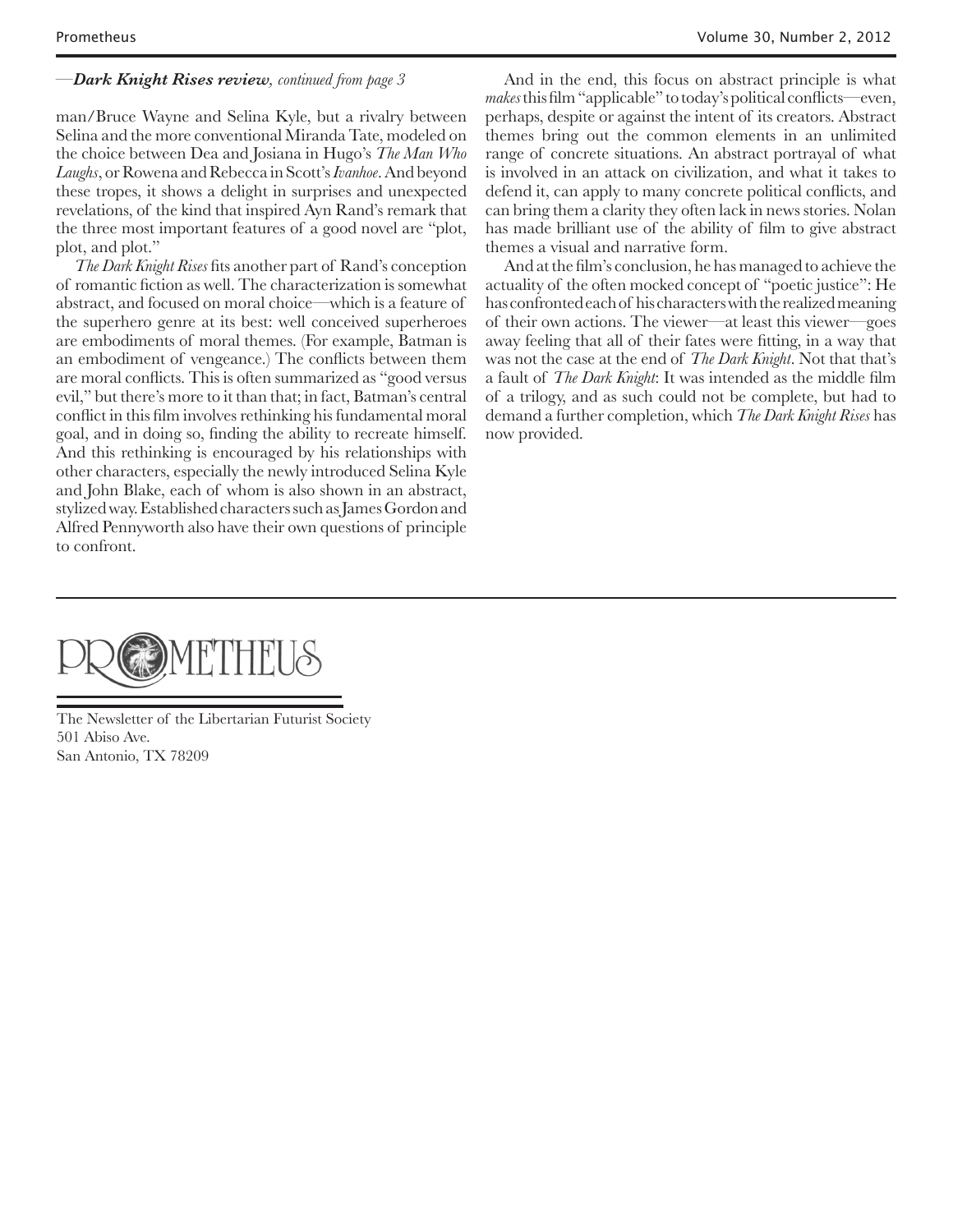—***Dark Knight Rises review****, continued from page 3*

man/Bruce Wayne and Selina Kyle, but a rivalry between Selina and the more conventional Miranda Tate, modeled on the choice between Dea and Josiana in Hugo's *The Man Who Laughs*, or Rowena and Rebecca in Scott's *Ivanhoe*. And beyond these tropes, it shows a delight in surprises and unexpected revelations, of the kind that inspired Ayn Rand's remark that the three most important features of a good novel are "plot, plot, and plot."

*The Dark Knight Rises* fits another part of Rand's conception of romantic fiction as well. The characterization is somewhat abstract, and focused on moral choice—which is a feature of the superhero genre at its best: well conceived superheroes are embodiments of moral themes. (For example, Batman is an embodiment of vengeance.) The conflicts between them are moral conflicts. This is often summarized as "good versus evil," but there's more to it than that; in fact, Batman's central conflict in this film involves rethinking his fundamental moral goal, and in doing so, finding the ability to recreate himself. And this rethinking is encouraged by his relationships with other characters, especially the newly introduced Selina Kyle and John Blake, each of whom is also shown in an abstract, stylized way. Established characters such as James Gordon and Alfred Pennyworth also have their own questions of principle to confront.

And in the end, this focus on abstract principle is what *makes* this film "applicable" to today's political conflicts—even, perhaps, despite or against the intent of its creators. Abstract themes bring out the common elements in an unlimited range of concrete situations. An abstract portrayal of what is involved in an attack on civilization, and what it takes to defend it, can apply to many concrete political conflicts, and can bring them a clarity they often lack in news stories. Nolan has made brilliant use of the ability of film to give abstract themes a visual and narrative form.

And at the film's conclusion, he has managed to achieve the actuality of the often mocked concept of "poetic justice": He has confronted each of his characters with the realized meaning of their own actions. The viewer—at least this viewer—goes away feeling that all of their fates were fitting, in a way that was not the case at the end of *The Dark Knight*. Not that that's a fault of *The Dark Knight*: It was intended as the middle film of a trilogy, and as such could not be complete, but had to demand a further completion, which *The Dark Knight Rises* has now provided.

PROMETHEUS

The Newsletter of the Libertarian Futurist Society
501 Abiso Ave.
San Antonio, TX 78209